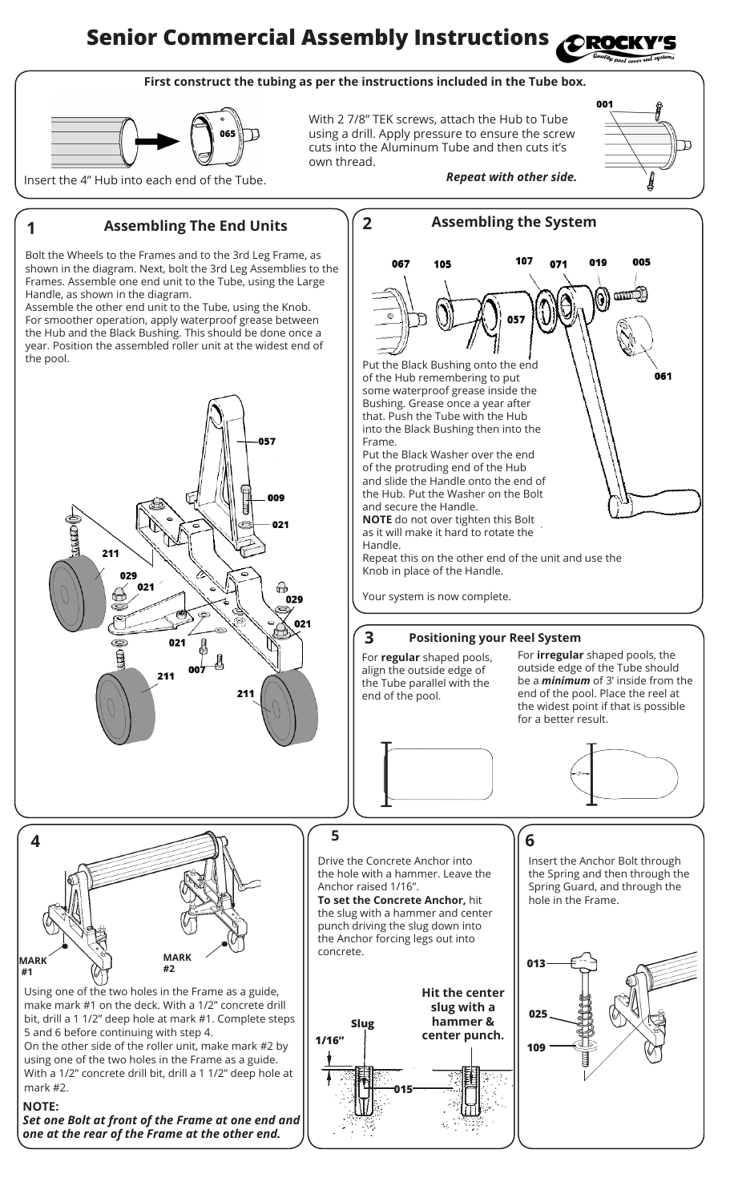# Senior Commercial Assembly Instructions

**First construct the tubing as per the instructions included in the Tube box.**

Insert the 4" Hub into each end of the Tube.

With 2 7/8" TEK screws, attach the Hub to Tube using a drill. Apply pressure to ensure the screw cuts into the Aluminum Tube and then cuts it's own thread.

***Repeat with other side.***

## 1 Assembling The End Units

Bolt the Wheels to the Frames and to the 3rd Leg Frame, as shown in the diagram. Next, bolt the 3rd Leg Assemblies to the Frames. Assemble one end unit to the Tube, using the Large Handle, as shown in the diagram.
Assemble the other end unit to the Tube, using the Knob. For smoother operation, apply waterproof grease between the Hub and the Black Bushing. This should be done once a year. Position the assembled roller unit at the widest end of the pool.

## 2 Assembling the System

Put the Black Bushing onto the end of the Hub remembering to put some waterproof grease inside the Bushing. Grease once a year after that. Push the Tube with the Hub into the Black Bushing then into the Frame.
Put the Black Washer over the end of the protruding end of the Hub and slide the Handle onto the end of the Hub. Put the Washer on the Bolt and secure the Handle.
**NOTE** do not over tighten this Bolt as it will make it hard to rotate the Handle.
Repeat this on the other end of the unit and use the Knob in place of the Handle.

Your system is now complete.

## 3 Positioning your Reel System

For **regular** shaped pools, align the outside edge of the Tube parallel with the end of the pool.

For **irregular** shaped pools, the outside edge of the Tube should be a ***minimum*** of 3' inside from the end of the pool. Place the reel at the widest point if that is possible for a better result.

## 4

Using one of the two holes in the Frame as a guide, make mark #1 on the deck. With a 1/2" concrete drill bit, drill a 1 1/2" deep hole at mark #1. Complete steps 5 and 6 before continuing with step 4.
On the other side of the roller unit, make mark #2 by using one of the two holes in the Frame as a guide. With a 1/2" concrete drill bit, drill a 1 1/2" deep hole at mark #2.

**NOTE:**
***Set one Bolt at front of the Frame at one end and one at the rear of the Frame at the other end.***

## 5

Drive the Concrete Anchor into the hole with a hammer. Leave the Anchor raised 1/16".
**To set the Concrete Anchor,** hit the slug with a hammer and center punch driving the slug down into the Anchor forcing legs out into concrete.

**Hit the center slug with a hammer & center punch.**

## 6

Insert the Anchor Bolt through the Spring and then through the Spring Guard, and through the hole in the Frame.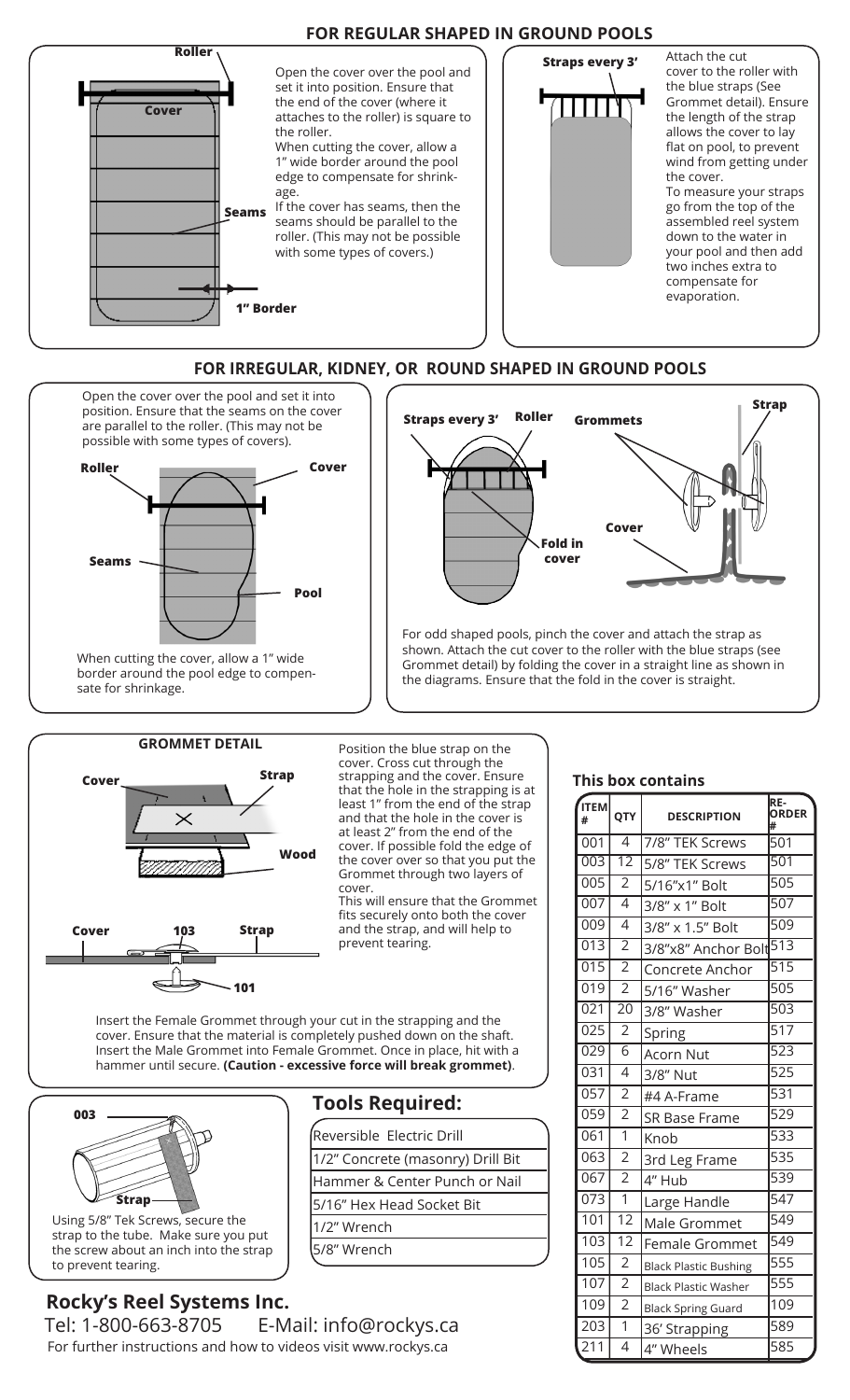## FOR REGULAR SHAPED IN GROUND POOLS

Roller

Cover

Seams

1" Border

Open the cover over the pool and set it into position. Ensure that the end of the cover (where it attaches to the roller) is square to the roller.
When cutting the cover, allow a 1" wide border around the pool edge to compensate for shrinkage.
If the cover has seams, then the seams should be parallel to the roller. (This may not be possible with some types of covers.)

Straps every 3'

Attach the cut cover to the roller with the blue straps (See Grommet detail). Ensure the length of the strap allows the cover to lay flat on pool, to prevent wind from getting under the cover.
To measure your straps go from the top of the assembled reel system down to the water in your pool and then add two inches extra to compensate for evaporation.

## FOR IRREGULAR, KIDNEY, OR ROUND SHAPED IN GROUND POOLS

Open the cover over the pool and set it into position. Ensure that the seams on the cover are parallel to the roller. (This may not be possible with some types of covers).

Roller

Cover

Seams

Pool

When cutting the cover, allow a 1" wide border around the pool edge to compensate for shrinkage.

Straps every 3'

Roller

Grommets

Strap

Cover

Fold in cover

For odd shaped pools, pinch the cover and attach the strap as shown. Attach the cut cover to the roller with the blue straps (see Grommet detail) by folding the cover in a straight line as shown in the diagrams. Ensure that the fold in the cover is straight.

### GROMMET DETAIL

Cover

Strap

Wood

Cover

103

Strap

101

Position the blue strap on the cover. Cross cut through the strapping and the cover. Ensure that the hole in the strapping is at least 1" from the end of the strap and that the hole in the cover is at least 2" from the end of the cover. If possible fold the edge of the cover over so that you put the Grommet through two layers of cover.
This will ensure that the Grommet fits securely onto both the cover and the strap, and will help to prevent tearing.

Insert the Female Grommet through your cut in the strapping and the cover. Ensure that the material is completely pushed down on the shaft. Insert the Male Grommet into Female Grommet. Once in place, hit with a hammer until secure. **(Caution - excessive force will break grommet)**.

003

Strap

Using 5/8" Tek Screws, secure the strap to the tube. Make sure you put the screw about an inch into the strap to prevent tearing.

## Tools Required:

- Reversible Electric Drill
- 1/2" Concrete (masonry) Drill Bit
- Hammer & Center Punch or Nail
- 5/16" Hex Head Socket Bit
- 1/2" Wrench
- 5/8" Wrench

### This box contains

| ITEM # | QTY | DESCRIPTION | RE-ORDER # |
|---|---|---|---|
| 001 | 4 | 7/8" TEK Screws | 501 |
| 003 | 12 | 5/8" TEK Screws | 501 |
| 005 | 2 | 5/16"x1" Bolt | 505 |
| 007 | 4 | 3/8" x 1" Bolt | 507 |
| 009 | 4 | 3/8" x 1.5" Bolt | 509 |
| 013 | 2 | 3/8"x8" Anchor Bolt | 513 |
| 015 | 2 | Concrete Anchor | 515 |
| 019 | 2 | 5/16" Washer | 505 |
| 021 | 20 | 3/8" Washer | 503 |
| 025 | 2 | Spring | 517 |
| 029 | 6 | Acorn Nut | 523 |
| 031 | 4 | 3/8" Nut | 525 |
| 057 | 2 | #4 A-Frame | 531 |
| 059 | 2 | SR Base Frame | 529 |
| 061 | 1 | Knob | 533 |
| 063 | 2 | 3rd Leg Frame | 535 |
| 067 | 2 | 4" Hub | 539 |
| 073 | 1 | Large Handle | 547 |
| 101 | 12 | Male Grommet | 549 |
| 103 | 12 | Female Grommet | 549 |
| 105 | 2 | Black Plastic Bushing | 555 |
| 107 | 2 | Black Plastic Washer | 555 |
| 109 | 2 | Black Spring Guard | 109 |
| 203 | 1 | 36' Strapping | 589 |
| 211 | 4 | 4" Wheels | 585 |

## Rocky's Reel Systems Inc.

Tel: 1-800-663-8705 E-Mail: info@rockys.ca

For further instructions and how to videos visit www.rockys.ca